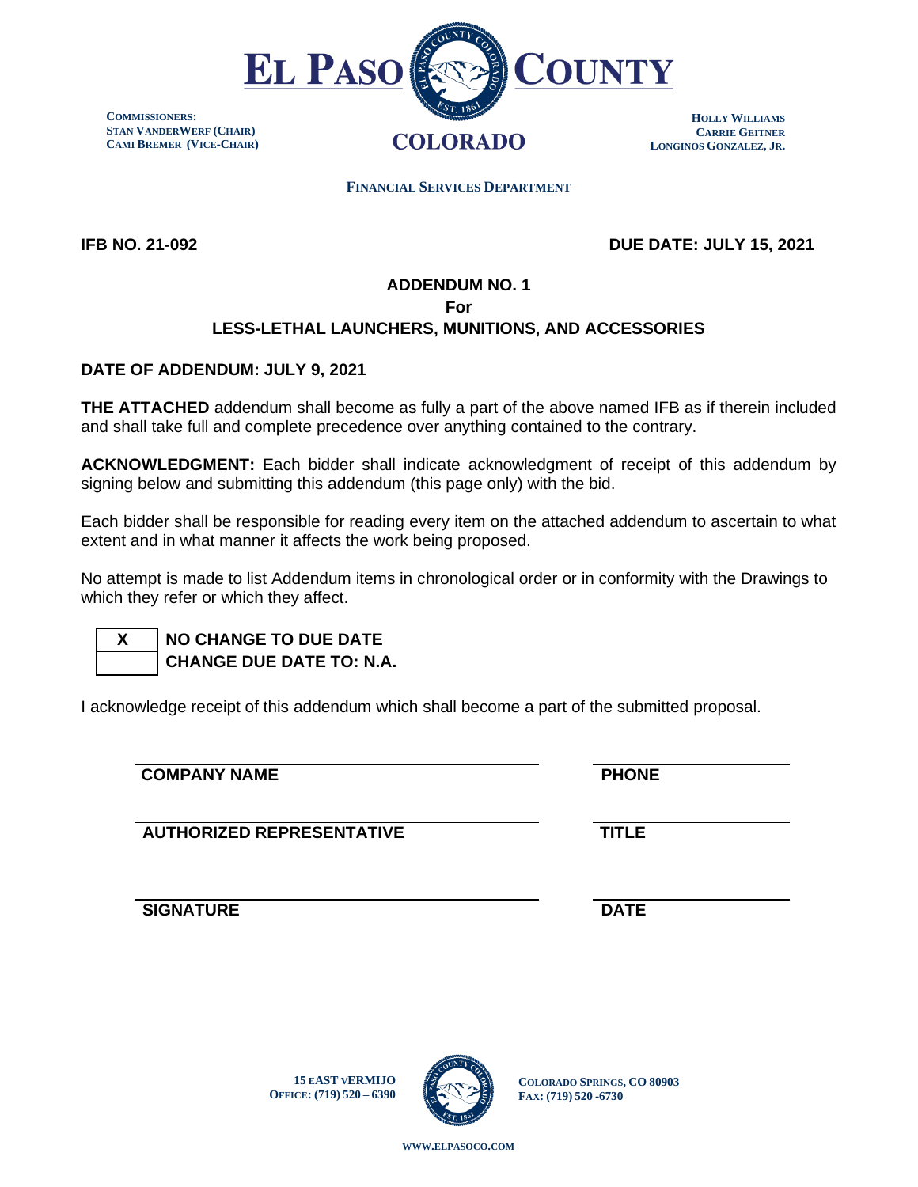# EL PASO COUNTY

COLORADO

**COMMISSIONERS:**
**STAN VANDERWERF (CHAIR)**
**CAMI BREMER (VICE-CHAIR)**

**HOLLY WILLIAMS**
**CARRIE GEITNER**
**LONGINOS GONZALEZ, JR.**

**FINANCIAL SERVICES DEPARTMENT**

**IFB NO. 21-092** **DUE DATE: JULY 15, 2021**

## ADDENDUM NO. 1
## For
## LESS-LETHAL LAUNCHERS, MUNITIONS, AND ACCESSORIES

**DATE OF ADDENDUM: JULY 9, 2021**

**THE ATTACHED** addendum shall become as fully a part of the above named IFB as if therein included and shall take full and complete precedence over anything contained to the contrary.

**ACKNOWLEDGMENT:** Each bidder shall indicate acknowledgment of receipt of this addendum by signing below and submitting this addendum (this page only) with the bid.

Each bidder shall be responsible for reading every item on the attached addendum to ascertain to what extent and in what manner it affects the work being proposed.

No attempt is made to list Addendum items in chronological order or in conformity with the Drawings to which they refer or which they affect.

| | |
|---|---|
| X | **NO CHANGE TO DUE DATE** |
| | **CHANGE DUE DATE TO: N.A.** |

I acknowledge receipt of this addendum which shall become a part of the submitted proposal.

| | |
|---|---|
| **COMPANY NAME** | **PHONE** |
| **AUTHORIZED REPRESENTATIVE** | **TITLE** |
| **SIGNATURE** | **DATE** |

15 EAST VERMIJO
OFFICE: (719) 520 – 6390

COLORADO SPRINGS, CO 80903
FAX: (719) 520 -6730

WWW.ELPASOCO.COM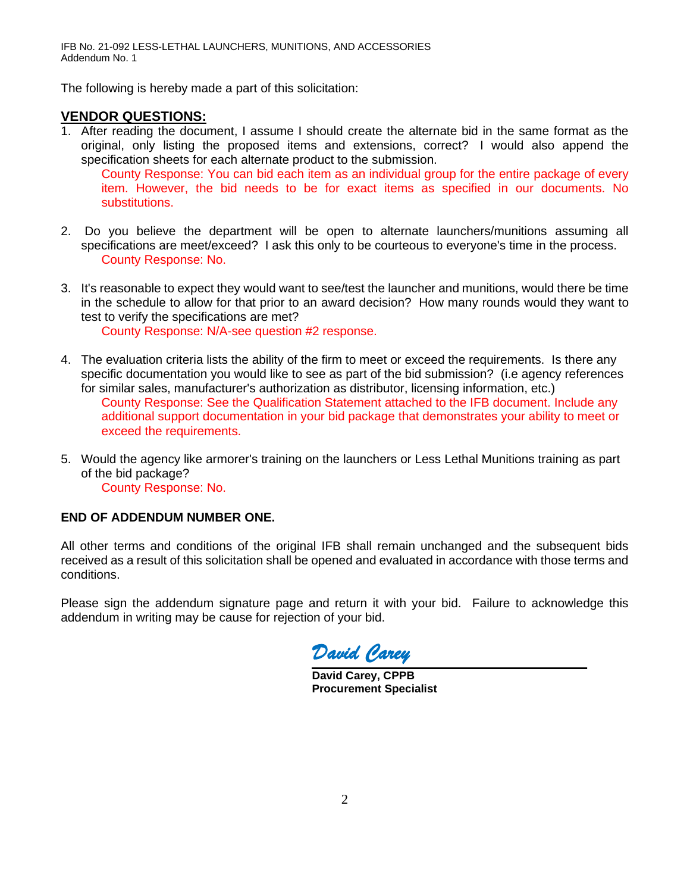The following is hereby made a part of this solicitation:

## VENDOR QUESTIONS:

1. After reading the document, I assume I should create the alternate bid in the same format as the original, only listing the proposed items and extensions, correct? I would also append the specification sheets for each alternate product to the submission.

   County Response: You can bid each item as an individual group for the entire package of every item. However, the bid needs to be for exact items as specified in our documents. No substitutions.

2. Do you believe the department will be open to alternate launchers/munitions assuming all specifications are meet/exceed? I ask this only to be courteous to everyone's time in the process.

   County Response: No.

3. It's reasonable to expect they would want to see/test the launcher and munitions, would there be time in the schedule to allow for that prior to an award decision? How many rounds would they want to test to verify the specifications are met?

   County Response: N/A-see question #2 response.

4. The evaluation criteria lists the ability of the firm to meet or exceed the requirements. Is there any specific documentation you would like to see as part of the bid submission? (i.e agency references for similar sales, manufacturer's authorization as distributor, licensing information, etc.)

   County Response: See the Qualification Statement attached to the IFB document. Include any additional support documentation in your bid package that demonstrates your ability to meet or exceed the requirements.

5. Would the agency like armorer's training on the launchers or Less Lethal Munitions training as part of the bid package?

   County Response: No.

**END OF ADDENDUM NUMBER ONE.**

All other terms and conditions of the original IFB shall remain unchanged and the subsequent bids received as a result of this solicitation shall be opened and evaluated in accordance with those terms and conditions.

Please sign the addendum signature page and return it with your bid. Failure to acknowledge this addendum in writing may be cause for rejection of your bid.

*David Carey*

**David Carey, CPPB**
**Procurement Specialist**